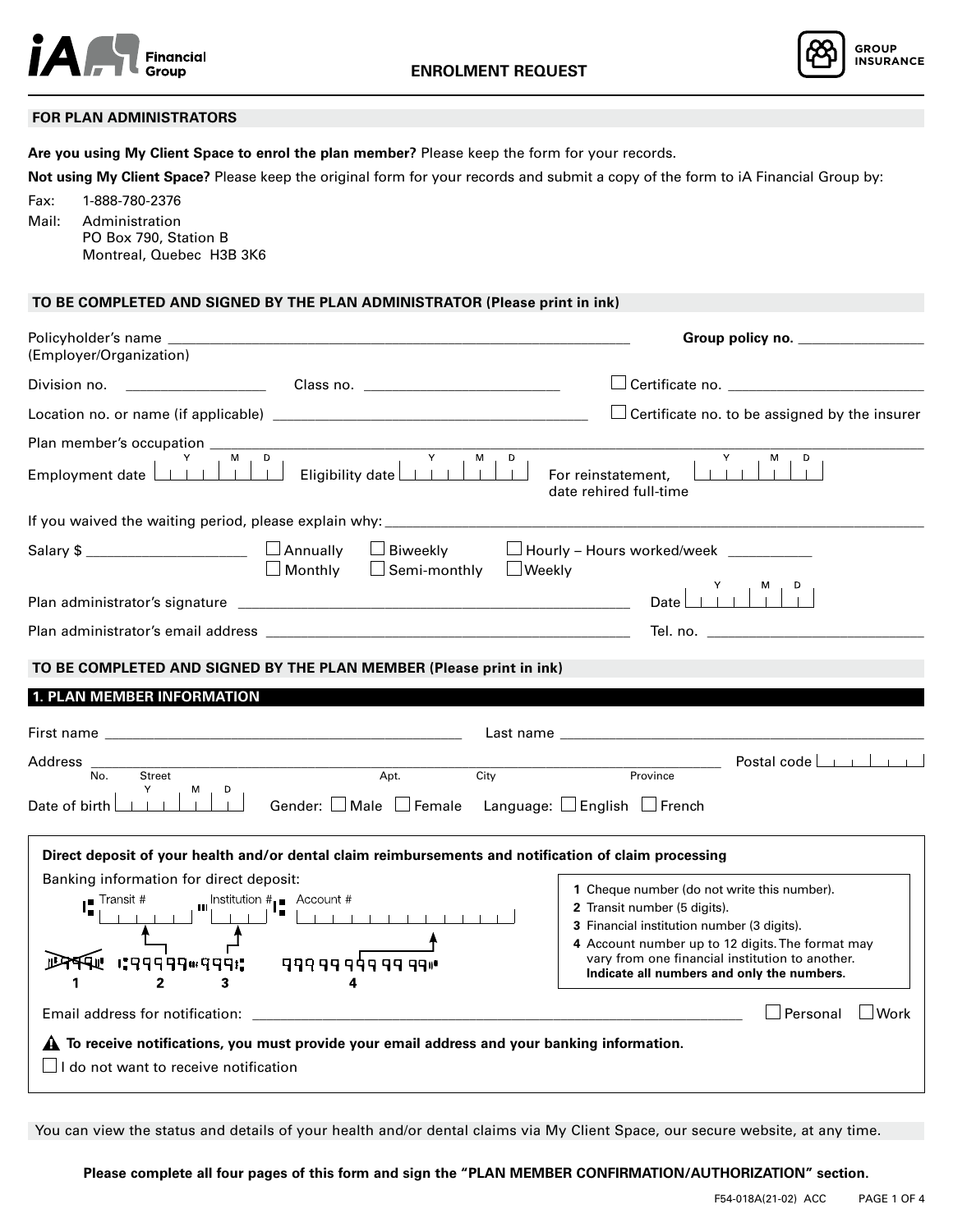# ENROLMENT REQUEST

iA Financial Group — GROUP INSURANCE

## FOR PLAN ADMINISTRATORS

**Are you using My Client Space to enrol the plan member?** Please keep the form for your records.

**Not using My Client Space?** Please keep the original form for your records and submit a copy of the form to iA Financial Group by:

Fax: 1-888-780-2376

Mail: Administration
PO Box 790, Station B
Montreal, Quebec H3B 3K6

## TO BE COMPLETED AND SIGNED BY THE PLAN ADMINISTRATOR (Please print in ink)

Policyholder's name (Employer/Organization) ______________________ **Group policy no.** ______________

Division no. ______________ Class no. ______________ ☐ Certificate no. ______________

Location no. or name (if applicable) ______________________ ☐ Certificate no. to be assigned by the insurer

Plan member's occupation ______________________

Employment date (Y M D) ______ Eligibility date (Y M D) ______ For reinstatement, date rehired full-time (Y M D) ______

If you waived the waiting period, please explain why: ______________________

Salary $ ______________ ☐ Annually ☐ Monthly ☐ Biweekly ☐ Semi-monthly ☐ Hourly – Hours worked/week ______ ☐ Weekly

Plan administrator's signature ______________________ Date (Y M D) ______

Plan administrator's email address ______________________ Tel. no. ______________

## TO BE COMPLETED AND SIGNED BY THE PLAN MEMBER (Please print in ink)

### 1. PLAN MEMBER INFORMATION

First name ______________________ Last name ______________________

Address ______________________ (No. Street Apt. City Province) Postal code ______

Date of birth (Y M D) ______ Gender: ☐ Male ☐ Female Language: ☐ English ☐ French

**Direct deposit of your health and/or dental claim reimbursements and notification of claim processing**

Banking information for direct deposit:

Transit # ______ Institution # ______ Account # ______

1. Cheque number (do not write this number).
2. Transit number (5 digits).
3. Financial institution number (3 digits).
4. Account number up to 12 digits. The format may vary from one financial institution to another. **Indicate all numbers and only the numbers.**

Email address for notification: ______________________ ☐ Personal ☐ Work

⚠ **To receive notifications, you must provide your email address and your banking information.**

☐ I do not want to receive notification

You can view the status and details of your health and/or dental claims via My Client Space, our secure website, at any time.

**Please complete all four pages of this form and sign the "PLAN MEMBER CONFIRMATION/AUTHORIZATION" section.**

F54-018A(21-02) ACC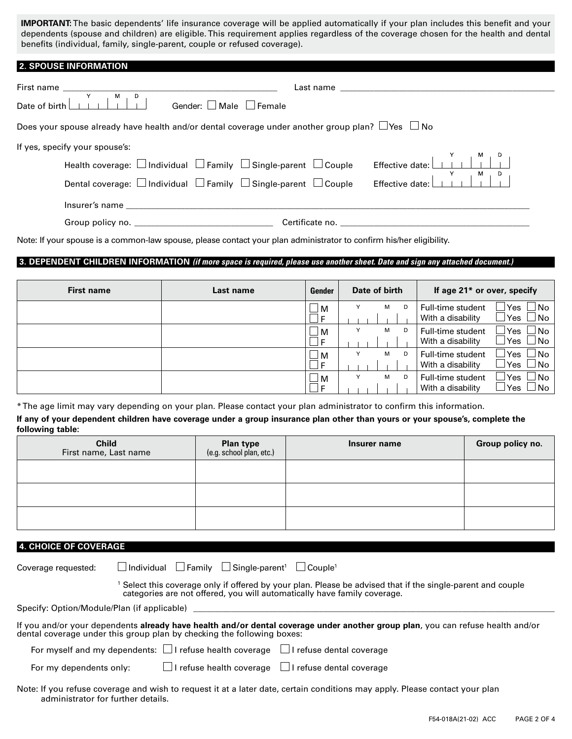**IMPORTANT:** The basic dependents' life insurance coverage will be applied automatically if your plan includes this benefit and your dependents (spouse and children) are eligible. This requirement applies regardless of the coverage chosen for the health and dental benefits (individual, family, single-parent, couple or refused coverage).

## 2. SPOUSE INFORMATION

First name ______________________________ Last name ______________________________

Date of birth (Y M D) ____________ Gender: ☐ Male ☐ Female

Does your spouse already have health and/or dental coverage under another group plan? ☐ Yes ☐ No

If yes, specify your spouse's:

Health coverage: ☐ Individual ☐ Family ☐ Single-parent ☐ Couple Effective date: (Y M D) ____________

Dental coverage: ☐ Individual ☐ Family ☐ Single-parent ☐ Couple Effective date: (Y M D) ____________

Insurer's name ______________________________

Group policy no. ______________________________ Certificate no. ______________________________

Note: If your spouse is a common-law spouse, please contact your plan administrator to confirm his/her eligibility.

## 3. DEPENDENT CHILDREN INFORMATION *(if more space is required, please use another sheet. Date and sign any attached document.)*

| First name | Last name | Gender | Date of birth | If age 21* or over, specify |
|---|---|---|---|---|
| | | ☐ M ☐ F | Y M D | Full-time student ☐ Yes ☐ No<br>With a disability ☐ Yes ☐ No |
| | | ☐ M ☐ F | Y M D | Full-time student ☐ Yes ☐ No<br>With a disability ☐ Yes ☐ No |
| | | ☐ M ☐ F | Y M D | Full-time student ☐ Yes ☐ No<br>With a disability ☐ Yes ☐ No |
| | | ☐ M ☐ F | Y M D | Full-time student ☐ Yes ☐ No<br>With a disability ☐ Yes ☐ No |

*The age limit may vary depending on your plan. Please contact your plan administrator to confirm this information.

**If any of your dependent children have coverage under a group insurance plan other than yours or your spouse's, complete the following table:**

| Child<br>First name, Last name | Plan type<br>(e.g. school plan, etc.) | Insurer name | Group policy no. |
|---|---|---|---|
| | | | |
| | | | |
| | | | |

## 4. CHOICE OF COVERAGE

Coverage requested: ☐ Individual ☐ Family ☐ Single-parent[1] ☐ Couple[1]

[1] Select this coverage only if offered by your plan. Please be advised that if the single-parent and couple categories are not offered, you will automatically have family coverage.

Specify: Option/Module/Plan (if applicable) ______________________________

If you and/or your dependents **already have health and/or dental coverage under another group plan**, you can refuse health and/or dental coverage under this group plan by checking the following boxes:

For myself and my dependents: ☐ I refuse health coverage ☐ I refuse dental coverage

For my dependents only: ☐ I refuse health coverage ☐ I refuse dental coverage

Note: If you refuse coverage and wish to request it at a later date, certain conditions may apply. Please contact your plan administrator for further details.

F54-018A(21-02) ACC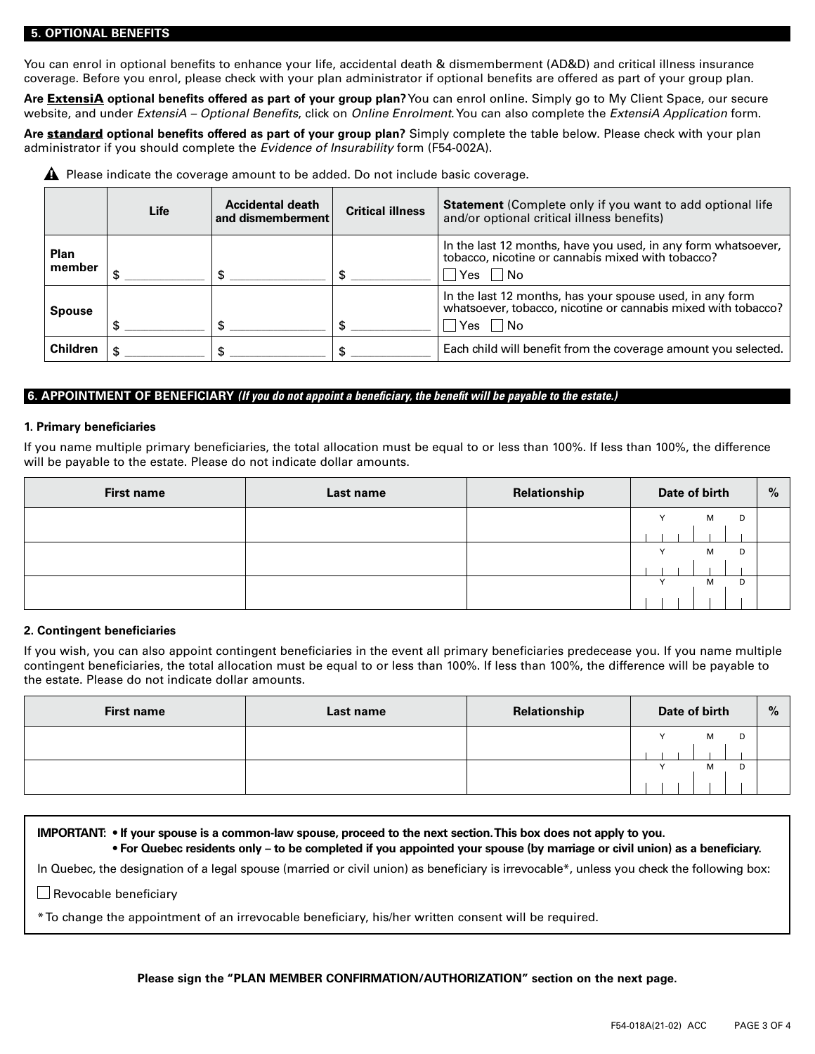## 5. OPTIONAL BENEFITS

You can enrol in optional benefits to enhance your life, accidental death & dismemberment (AD&D) and critical illness insurance coverage. Before you enrol, please check with your plan administrator if optional benefits are offered as part of your group plan.

**Are <u>ExtensiA</u> optional benefits offered as part of your group plan?** You can enrol online. Simply go to My Client Space, our secure website, and under *ExtensiA – Optional Benefits*, click on *Online Enrolment*. You can also complete the *ExtensiA Application* form.

**Are <u>standard</u> optional benefits offered as part of your group plan?** Simply complete the table below. Please check with your plan administrator if you should complete the *Evidence of Insurability* form (F54-002A).

⚠ Please indicate the coverage amount to be added. Do not include basic coverage.

| | Life | Accidental death and dismemberment | Critical illness | **Statement** (Complete only if you want to add optional life and/or optional critical illness benefits) |
|---|---|---|---|---|
| **Plan member** | $ ______ | $ ______ | $ ______ | In the last 12 months, have you used, in any form whatsoever, tobacco, nicotine or cannabis mixed with tobacco? ☐ Yes ☐ No |
| **Spouse** | $ ______ | $ ______ | $ ______ | In the last 12 months, has your spouse used, in any form whatsoever, tobacco, nicotine or cannabis mixed with tobacco? ☐ Yes ☐ No |
| **Children** | $ ______ | $ ______ | $ ______ | Each child will benefit from the coverage amount you selected. |

## 6. APPOINTMENT OF BENEFICIARY *(If you do not appoint a beneficiary, the benefit will be payable to the estate.)*

### 1. Primary beneficiaries

If you name multiple primary beneficiaries, the total allocation must be equal to or less than 100%. If less than 100%, the difference will be payable to the estate. Please do not indicate dollar amounts.

| First name | Last name | Relationship | Date of birth (Y M D) | % |
|---|---|---|---|---|
| | | | | |
| | | | | |
| | | | | |

### 2. Contingent beneficiaries

If you wish, you can also appoint contingent beneficiaries in the event all primary beneficiaries predecease you. If you name multiple contingent beneficiaries, the total allocation must be equal to or less than 100%. If less than 100%, the difference will be payable to the estate. Please do not indicate dollar amounts.

| First name | Last name | Relationship | Date of birth (Y M D) | % |
|---|---|---|---|---|
| | | | | |
| | | | | |

**IMPORTANT:**
- **If your spouse is a common-law spouse, proceed to the next section. This box does not apply to you.**
- **For Quebec residents only – to be completed if you appointed your spouse (by marriage or civil union) as a beneficiary.**

In Quebec, the designation of a legal spouse (married or civil union) as beneficiary is irrevocable*, unless you check the following box:

☐ Revocable beneficiary

*To change the appointment of an irrevocable beneficiary, his/her written consent will be required.

**Please sign the "PLAN MEMBER CONFIRMATION/AUTHORIZATION" section on the next page.**

F54-018A(21-02) ACC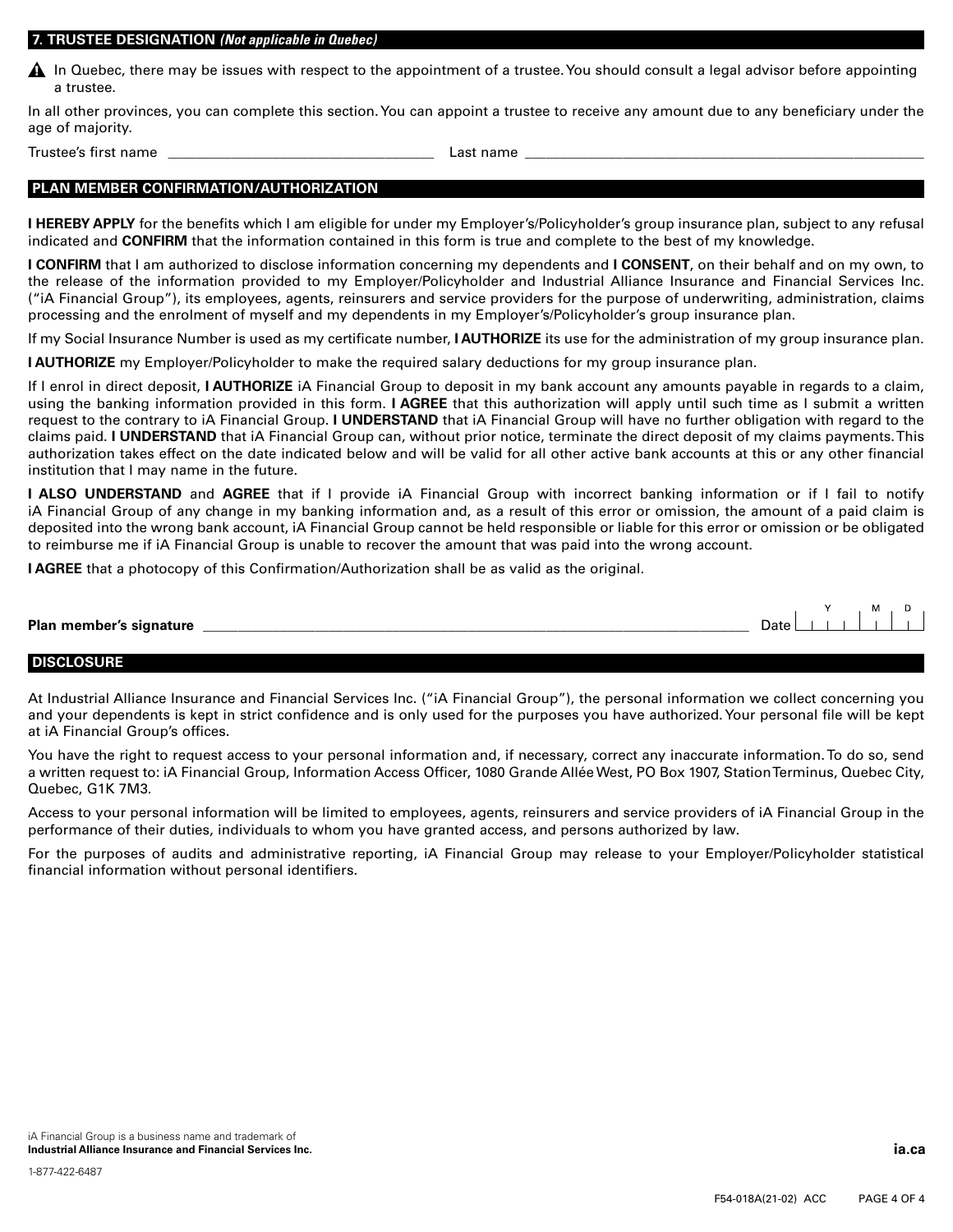## 7. TRUSTEE DESIGNATION *(Not applicable in Quebec)*

⚠ In Quebec, there may be issues with respect to the appointment of a trustee. You should consult a legal advisor before appointing a trustee.

In all other provinces, you can complete this section. You can appoint a trustee to receive any amount due to any beneficiary under the age of majority.

Trustee's first name ________________________________ Last name ________________________________

## PLAN MEMBER CONFIRMATION/AUTHORIZATION

**I HEREBY APPLY** for the benefits which I am eligible for under my Employer's/Policyholder's group insurance plan, subject to any refusal indicated and **CONFIRM** that the information contained in this form is true and complete to the best of my knowledge.

**I CONFIRM** that I am authorized to disclose information concerning my dependents and **I CONSENT**, on their behalf and on my own, to the release of the information provided to my Employer/Policyholder and Industrial Alliance Insurance and Financial Services Inc. ("iA Financial Group"), its employees, agents, reinsurers and service providers for the purpose of underwriting, administration, claims processing and the enrolment of myself and my dependents in my Employer's/Policyholder's group insurance plan.

If my Social Insurance Number is used as my certificate number, **I AUTHORIZE** its use for the administration of my group insurance plan.

**I AUTHORIZE** my Employer/Policyholder to make the required salary deductions for my group insurance plan.

If I enrol in direct deposit, **I AUTHORIZE** iA Financial Group to deposit in my bank account any amounts payable in regards to a claim, using the banking information provided in this form. **I AGREE** that this authorization will apply until such time as I submit a written request to the contrary to iA Financial Group. **I UNDERSTAND** that iA Financial Group will have no further obligation with regard to the claims paid. **I UNDERSTAND** that iA Financial Group can, without prior notice, terminate the direct deposit of my claims payments. This authorization takes effect on the date indicated below and will be valid for all other active bank accounts at this or any other financial institution that I may name in the future.

**I ALSO UNDERSTAND** and **AGREE** that if I provide iA Financial Group with incorrect banking information or if I fail to notify iA Financial Group of any change in my banking information and, as a result of this error or omission, the amount of a paid claim is deposited into the wrong bank account, iA Financial Group cannot be held responsible or liable for this error or omission or be obligated to reimburse me if iA Financial Group is unable to recover the amount that was paid into the wrong account.

**I AGREE** that a photocopy of this Confirmation/Authorization shall be as valid as the original.

**Plan member's signature** ________________________________ Date Y ____ M __ D __

## DISCLOSURE

At Industrial Alliance Insurance and Financial Services Inc. ("iA Financial Group"), the personal information we collect concerning you and your dependents is kept in strict confidence and is only used for the purposes you have authorized. Your personal file will be kept at iA Financial Group's offices.

You have the right to request access to your personal information and, if necessary, correct any inaccurate information. To do so, send a written request to: iA Financial Group, Information Access Officer, 1080 Grande Allée West, PO Box 1907, Station Terminus, Quebec City, Quebec, G1K 7M3.

Access to your personal information will be limited to employees, agents, reinsurers and service providers of iA Financial Group in the performance of their duties, individuals to whom you have granted access, and persons authorized by law.

For the purposes of audits and administrative reporting, iA Financial Group may release to your Employer/Policyholder statistical financial information without personal identifiers.

iA Financial Group is a business name and trademark of
**Industrial Alliance Insurance and Financial Services Inc.**

1-877-422-6487

**ia.ca**

F54-018A(21-02) ACC